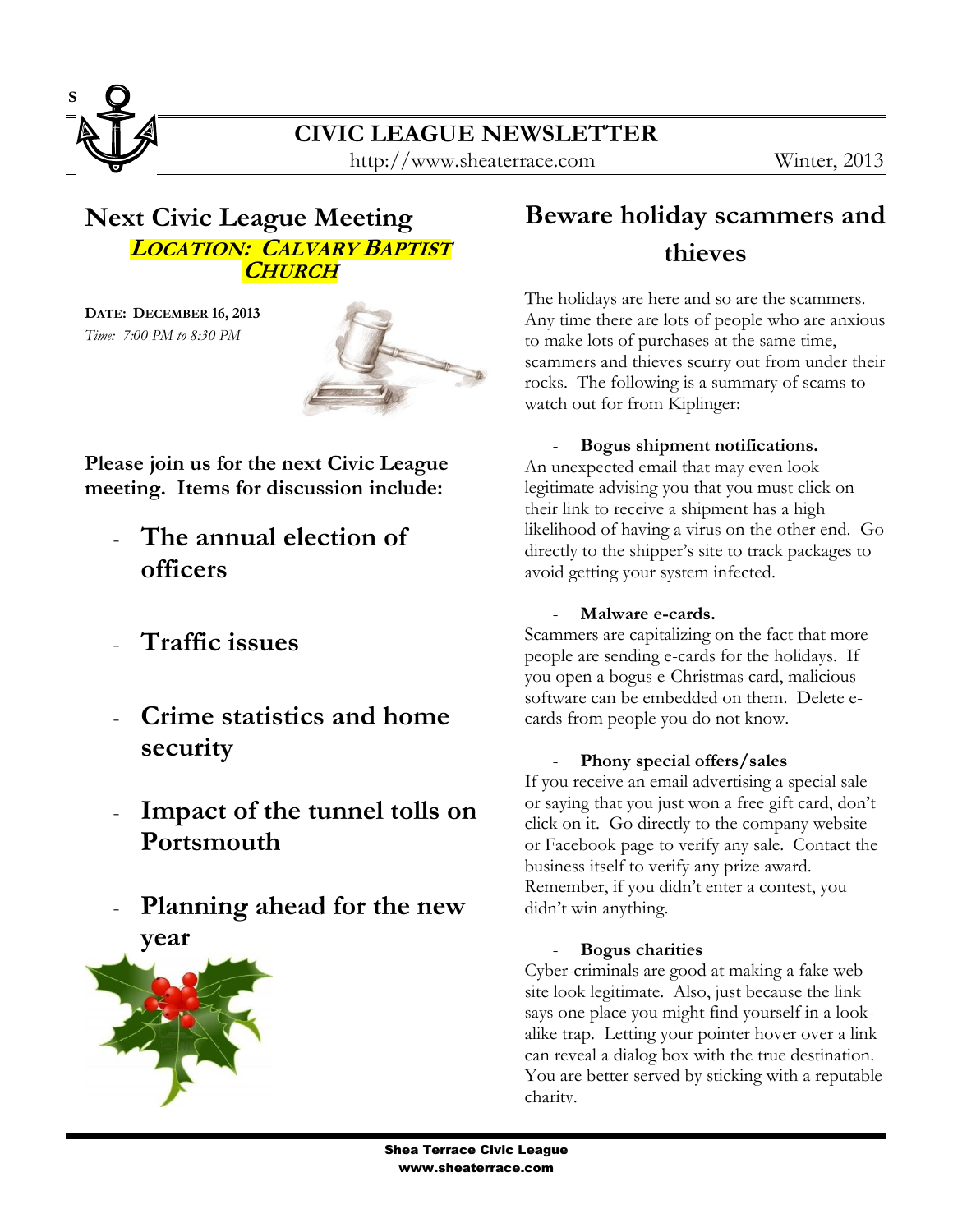# CIVIC LEAGUE NEWSLETTER

http://www.sheaterrace.com

Winter, 2013

## Next Civic League Meeting

***LOCATION: CALVARY BAPTIST CHURCH***

**DATE: DECEMBER 16, 2013**

*Time: 7:00 PM to 8:30 PM*

**Please join us for the next Civic League meeting. Items for discussion include:**

- **The annual election of officers**
- **Traffic issues**
- **Crime statistics and home security**
- **Impact of the tunnel tolls on Portsmouth**
- **Planning ahead for the new year**

## Beware holiday scammers and thieves

The holidays are here and so are the scammers. Any time there are lots of people who are anxious to make lots of purchases at the same time, scammers and thieves scurry out from under their rocks. The following is a summary of scams to watch out for from Kiplinger:

- **Bogus shipment notifications.**

An unexpected email that may even look legitimate advising you that you must click on their link to receive a shipment has a high likelihood of having a virus on the other end. Go directly to the shipper's site to track packages to avoid getting your system infected.

- **Malware e-cards.**

Scammers are capitalizing on the fact that more people are sending e-cards for the holidays. If you open a bogus e-Christmas card, malicious software can be embedded on them. Delete e-cards from people you do not know.

- **Phony special offers/sales**

If you receive an email advertising a special sale or saying that you just won a free gift card, don't click on it. Go directly to the company website or Facebook page to verify any sale. Contact the business itself to verify any prize award. Remember, if you didn't enter a contest, you didn't win anything.

- **Bogus charities**

Cyber-criminals are good at making a fake web site look legitimate. Also, just because the link says one place you might find yourself in a look-alike trap. Letting your pointer hover over a link can reveal a dialog box with the true destination. You are better served by sticking with a reputable charity.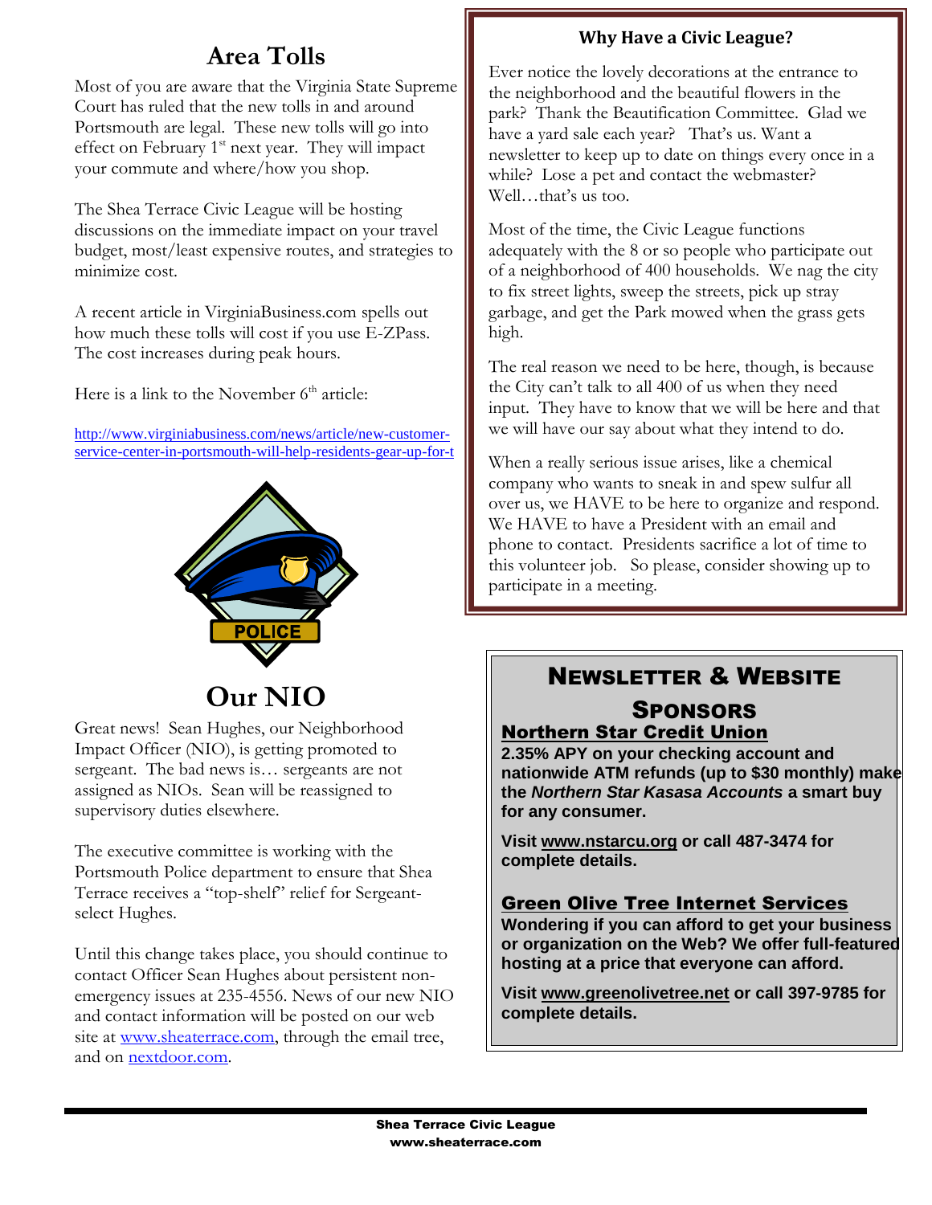## Area Tolls

Most of you are aware that the Virginia State Supreme Court has ruled that the new tolls in and around Portsmouth are legal. These new tolls will go into effect on February 1st next year. They will impact your commute and where/how you shop.

The Shea Terrace Civic League will be hosting discussions on the immediate impact on your travel budget, most/least expensive routes, and strategies to minimize cost.

A recent article in VirginiaBusiness.com spells out how much these tolls will cost if you use E-ZPass. The cost increases during peak hours.

Here is a link to the November 6th article:

http://www.virginiabusiness.com/news/article/new-customer-service-center-in-portsmouth-will-help-residents-gear-up-for-t

POLICE

## Our NIO

Great news! Sean Hughes, our Neighborhood Impact Officer (NIO), is getting promoted to sergeant. The bad news is… sergeants are not assigned as NIOs. Sean will be reassigned to supervisory duties elsewhere.

The executive committee is working with the Portsmouth Police department to ensure that Shea Terrace receives a "top-shelf" relief for Sergeant-select Hughes.

Until this change takes place, you should continue to contact Officer Sean Hughes about persistent non-emergency issues at 235-4556. News of our new NIO and contact information will be posted on our web site at www.sheaterrace.com, through the email tree, and on nextdoor.com.

### Why Have a Civic League?

Ever notice the lovely decorations at the entrance to the neighborhood and the beautiful flowers in the park? Thank the Beautification Committee. Glad we have a yard sale each year? That's us. Want a newsletter to keep up to date on things every once in a while? Lose a pet and contact the webmaster? Well…that's us too.

Most of the time, the Civic League functions adequately with the 8 or so people who participate out of a neighborhood of 400 households. We nag the city to fix street lights, sweep the streets, pick up stray garbage, and get the Park mowed when the grass gets high.

The real reason we need to be here, though, is because the City can't talk to all 400 of us when they need input. They have to know that we will be here and that we will have our say about what they intend to do.

When a really serious issue arises, like a chemical company who wants to sneak in and spew sulfur all over us, we HAVE to be here to organize and respond. We HAVE to have a President with an email and phone to contact. Presidents sacrifice a lot of time to this volunteer job. So please, consider showing up to participate in a meeting.

## Newsletter & Website Sponsors

**Northern Star Credit Union**

**2.35% APY on your checking account and nationwide ATM refunds (up to $30 monthly) make the *Northern Star Kasasa Accounts* a smart buy for any consumer.**

**Visit www.nstarcu.org or call 487-3474 for complete details.**

**Green Olive Tree Internet Services**

**Wondering if you can afford to get your business or organization on the Web? We offer full-featured hosting at a price that everyone can afford.**

**Visit www.greenolivetree.net or call 397-9785 for complete details.**